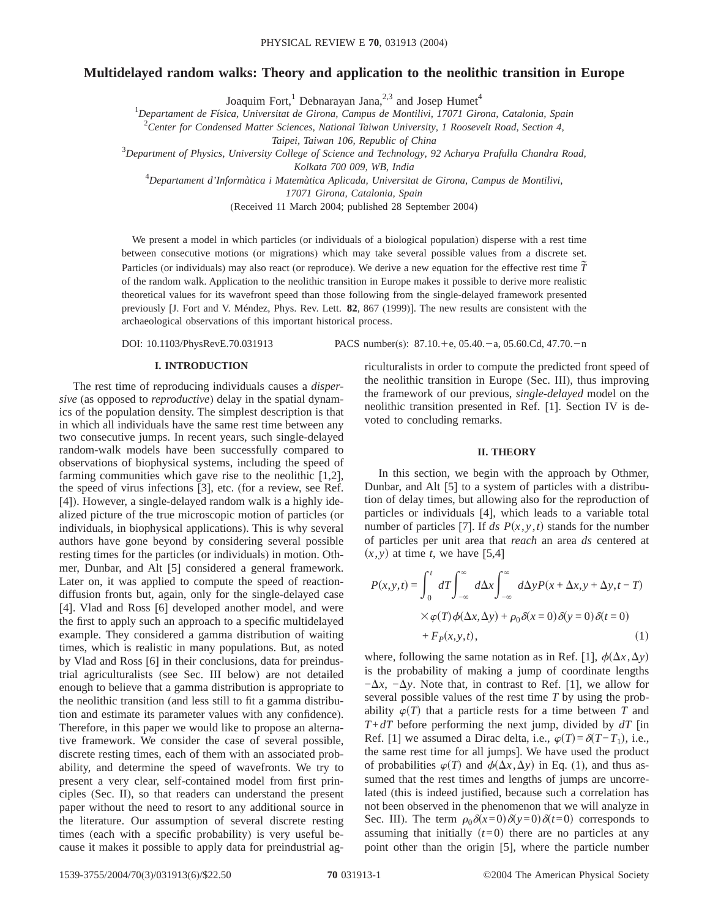# Multidelayed random walks: Theory and application to the neolithic transition in Europe

Joaquim Fort,[1] Debnarayan Jana,[2,3] and Josep Humet[4]

[1]*Departament de Física, Universitat de Girona, Campus de Montilivi, 17071 Girona, Catalonia, Spain*

[2]*Center for Condensed Matter Sciences, National Taiwan University, 1 Roosevelt Road, Section 4, Taipei, Taiwan 106, Republic of China*

[3]*Department of Physics, University College of Science and Technology, 92 Acharya Prafulla Chandra Road, Kolkata 700 009, WB, India*

[4]*Departament d'Informàtica i Matemàtica Aplicada, Universitat de Girona, Campus de Montilivi, 17071 Girona, Catalonia, Spain*

(Received 11 March 2004; published 28 September 2004)

We present a model in which particles (or individuals of a biological population) disperse with a rest time between consecutive motions (or migrations) which may take several possible values from a discrete set. Particles (or individuals) may also react (or reproduce). We derive a new equation for the effective rest time $\tilde{T}$ of the random walk. Application to the neolithic transition in Europe makes it possible to derive more realistic theoretical values for its wavefront speed than those following from the single-delayed framework presented previously [J. Fort and V. Méndez, Phys. Rev. Lett. **82**, 867 (1999)]. The new results are consistent with the archaeological observations of this important historical process.

DOI: 10.1103/PhysRevE.70.031913 PACS number(s): 87.10.+e, 05.40.−a, 05.60.Cd, 47.70.−n

## I. INTRODUCTION

The rest time of reproducing individuals causes a *dispersive* (as opposed to *reproductive*) delay in the spatial dynamics of the population density. The simplest description is that in which all individuals have the same rest time between any two consecutive jumps. In recent years, such single-delayed random-walk models have been successfully compared to observations of biophysical systems, including the speed of farming communities which gave rise to the neolithic [1,2], the speed of virus infections [3], etc. (for a review, see Ref. [4]). However, a single-delayed random walk is a highly idealized picture of the true microscopic motion of particles (or individuals, in biophysical applications). This is why several authors have gone beyond by considering several possible resting times for the particles (or individuals) in motion. Othmer, Dunbar, and Alt [5] considered a general framework. Later on, it was applied to compute the speed of reaction-diffusion fronts but, again, only for the single-delayed case [4]. Vlad and Ross [6] developed another model, and were the first to apply such an approach to a specific multidelayed example. They considered a gamma distribution of waiting times, which is realistic in many populations. But, as noted by Vlad and Ross [6] in their conclusions, data for preindustrial agriculturalists (see Sec. III below) are not detailed enough to believe that a gamma distribution is appropriate to the neolithic transition (and less still to fit a gamma distribution and estimate its parameter values with any confidence). Therefore, in this paper we would like to propose an alternative framework. We consider the case of several possible, discrete resting times, each of them with an associated probability, and determine the speed of wavefronts. We try to present a very clear, self-contained model from first principles (Sec. II), so that readers can understand the present paper without the need to resort to any additional source in the literature. Our assumption of several discrete resting times (each with a specific probability) is very useful because it makes it possible to apply data for preindustrial agriculturalists in order to compute the predicted front speed of the neolithic transition in Europe (Sec. III), thus improving the framework of our previous, *single-delayed* model on the neolithic transition presented in Ref. [1]. Section IV is devoted to concluding remarks.

## II. THEORY

In this section, we begin with the approach by Othmer, Dunbar, and Alt [5] to a system of particles with a distribution of delay times, but allowing also for the reproduction of particles or individuals [4], which leads to a variable total number of particles [7]. If $ds\,P(x,y,t)$ stands for the number of particles per unit area that *reach* an area $ds$ centered at $(x,y)$ at time $t$, we have [5,4]

$$
\begin{aligned}
P(x,y,t) = \int_0^t dT \int_{-\infty}^{\infty} d\Delta x \int_{-\infty}^{\infty} d\Delta y P(x+\Delta x, y+\Delta y, t-T) \\
\times \varphi(T)\phi(\Delta x,\Delta y) + \rho_0 \delta(x=0)\delta(y=0)\delta(t=0) \\
+ F_P(x,y,t),
\end{aligned}
\tag{1}
$$

where, following the same notation as in Ref. [1], $\phi(\Delta x,\Delta y)$ is the probability of making a jump of coordinate lengths $-\Delta x$, $-\Delta y$. Note that, in contrast to Ref. [1], we allow for several possible values of the rest time $T$ by using the probability $\varphi(T)$ that a particle rests for a time between $T$ and $T+dT$ before performing the next jump, divided by $dT$ [in Ref. [1] we assumed a Dirac delta, i.e., $\varphi(T)=\delta(T-T_1)$, i.e., the same rest time for all jumps]. We have used the product of probabilities $\varphi(T)$ and $\phi(\Delta x,\Delta y)$ in Eq. (1), and thus assumed that the rest times and lengths of jumps are uncorrelated (this is indeed justified, because such a correlation has not been observed in the phenomenon that we will analyze in Sec. III). The term $\rho_0\delta(x=0)\delta(y=0)\delta(t=0)$ corresponds to assuming that initially $(t=0)$ there are no particles at any point other than the origin [5], where the particle number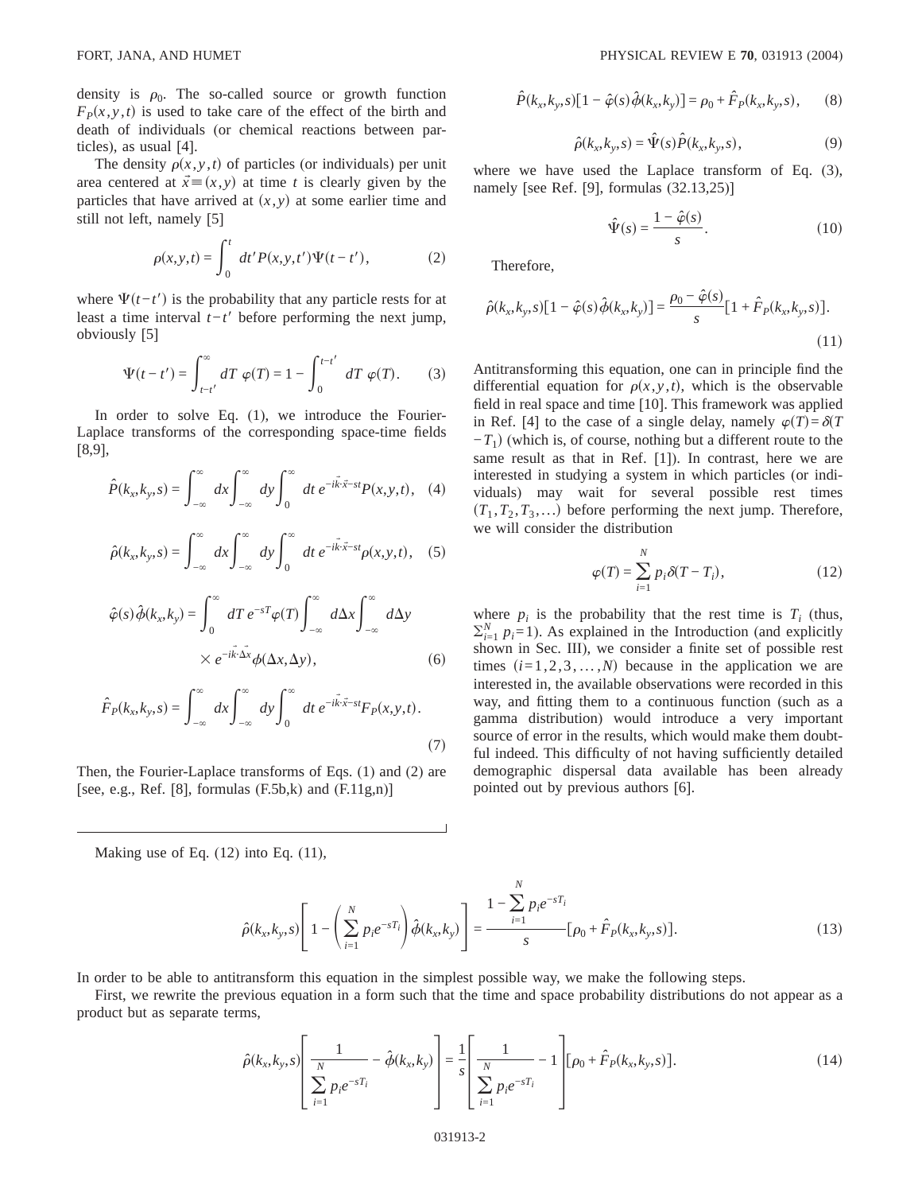density is $\rho_0$. The so-called source or growth function $F_P(x,y,t)$ is used to take care of the effect of the birth and death of individuals (or chemical reactions between particles), as usual [4].

The density $\rho(x,y,t)$ of particles (or individuals) per unit area centered at $\vec{x} \equiv (x,y)$ at time $t$ is clearly given by the particles that have arrived at $(x,y)$ at some earlier time and still not left, namely [5]

$$\rho(x,y,t) = \int_0^t dt' P(x,y,t')\Psi(t-t'), \tag{2}$$

where $\Psi(t-t')$ is the probability that any particle rests for at least a time interval $t-t'$ before performing the next jump, obviously [5]

$$\Psi(t-t') = \int_{t-t'}^{\infty} dT\, \varphi(T) = 1 - \int_0^{t-t'} dT\, \varphi(T). \tag{3}$$

In order to solve Eq. (1), we introduce the Fourier-Laplace transforms of the corresponding space-time fields [8,9],

$$\hat{P}(k_x,k_y,s) = \int_{-\infty}^{\infty} dx \int_{-\infty}^{\infty} dy \int_0^{\infty} dt\, e^{-i\vec{k}\cdot\vec{x}-st} P(x,y,t), \tag{4}$$

$$\hat{\rho}(k_x,k_y,s) = \int_{-\infty}^{\infty} dx \int_{-\infty}^{\infty} dy \int_0^{\infty} dt\, e^{-i\vec{k}\cdot\vec{x}-st} \rho(x,y,t), \tag{5}$$

$$\hat{\varphi}(s)\hat{\phi}(k_x,k_y) = \int_0^{\infty} dT\, e^{-sT}\varphi(T) \int_{-\infty}^{\infty} d\Delta x \int_{-\infty}^{\infty} d\Delta y \times e^{-i\vec{k}\cdot\vec{\Delta x}} \phi(\Delta x,\Delta y), \tag{6}$$

$$\hat{F}_P(k_x,k_y,s) = \int_{-\infty}^{\infty} dx \int_{-\infty}^{\infty} dy \int_0^{\infty} dt\, e^{-i\vec{k}\cdot\vec{x}-st} F_P(x,y,t). \tag{7}$$

Then, the Fourier-Laplace transforms of Eqs. (1) and (2) are [see, e.g., Ref. [8], formulas (F.5b,k) and (F.11g,n)]

$$\hat{P}(k_x,k_y,s)[1-\hat{\varphi}(s)\hat{\phi}(k_x,k_y)] = \rho_0 + \hat{F}_P(k_x,k_y,s), \tag{8}$$

$$\hat{\rho}(k_x,k_y,s) = \hat{\Psi}(s)\hat{P}(k_x,k_y,s), \tag{9}$$

where we have used the Laplace transform of Eq. (3), namely [see Ref. [9], formulas (32.13,25)]

$$\hat{\Psi}(s) = \frac{1-\hat{\varphi}(s)}{s}. \tag{10}$$

Therefore,

$$\hat{\rho}(k_x,k_y,s)[1-\hat{\varphi}(s)\hat{\phi}(k_x,k_y)] = \frac{\rho_0 - \hat{\varphi}(s)}{s}[1+\hat{F}_P(k_x,k_y,s)]. \tag{11}$$

Antitransforming this equation, one can in principle find the differential equation for $\rho(x,y,t)$, which is the observable field in real space and time [10]. This framework was applied in Ref. [4] to the case of a single delay, namely $\varphi(T) = \delta(T - T_1)$ (which is, of course, nothing but a different route to the same result as that in Ref. [1]). In contrast, here we are interested in studying a system in which particles (or individuals) may wait for several possible rest times $(T_1, T_2, T_3, \ldots)$ before performing the next jump. Therefore, we will consider the distribution

$$\varphi(T) = \sum_{i=1}^{N} p_i \delta(T-T_i), \tag{12}$$

where $p_i$ is the probability that the rest time is $T_i$ (thus, $\sum_{i=1}^{N} p_i = 1$). As explained in the Introduction (and explicitly shown in Sec. III), we consider a finite set of possible rest times $(i=1,2,3,\ldots,N)$ because in the application we are interested in, the available observations were recorded in this way, and fitting them to a continuous function (such as a gamma distribution) would introduce a very important source of error in the results, which would make them doubtful indeed. This difficulty of not having sufficiently detailed demographic dispersal data available has been already pointed out by previous authors [6].

Making use of Eq. (12) into Eq. (11),

$$\hat{\rho}(k_x,k_y,s)\left[1 - \left(\sum_{i=1}^{N} p_i e^{-sT_i}\right)\hat{\phi}(k_x,k_y)\right] = \frac{1 - \sum_{i=1}^{N} p_i e^{-sT_i}}{s}[\rho_0 + \hat{F}_P(k_x,k_y,s)]. \tag{13}$$

In order to be able to antitransform this equation in the simplest possible way, we make the following steps.

First, we rewrite the previous equation in a form such that the time and space probability distributions do not appear as a product but as separate terms,

$$\hat{\rho}(k_x,k_y,s)\left[\frac{1}{\sum_{i=1}^{N} p_i e^{-sT_i}} - \hat{\phi}(k_x,k_y)\right] = \frac{1}{s}\left[\frac{1}{\sum_{i=1}^{N} p_i e^{-sT_i}} - 1\right][\rho_0 + \hat{F}_P(k_x,k_y,s)]. \tag{14}$$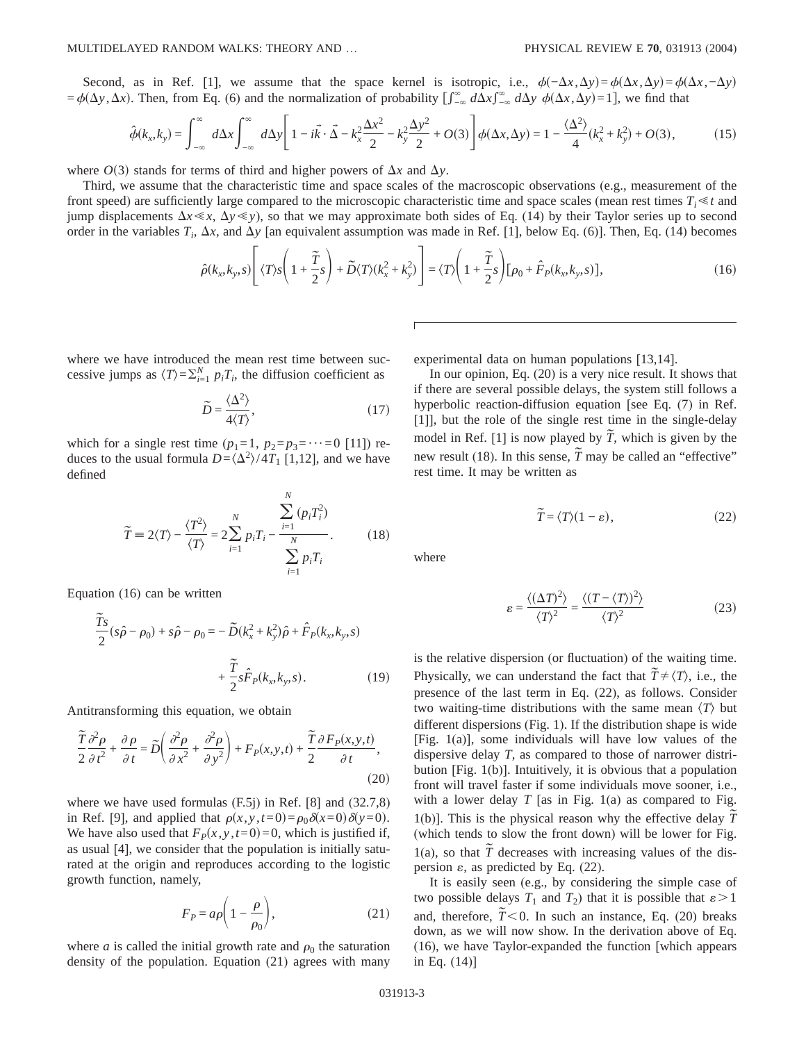Second, as in Ref. [1], we assume that the space kernel is isotropic, i.e., $\phi(-\Delta x,\Delta y)=\phi(\Delta x,\Delta y)=\phi(\Delta x,-\Delta y)=\phi(\Delta y,\Delta x)$. Then, from Eq. (6) and the normalization of probability [$\int_{-\infty}^{\infty} d\Delta x \int_{-\infty}^{\infty} d\Delta y\ \phi(\Delta x,\Delta y)=1$], we find that

$$\hat{\phi}(k_x,k_y)=\int_{-\infty}^{\infty} d\Delta x \int_{-\infty}^{\infty} d\Delta y\left[1-i\vec{k}\cdot\vec{\Delta}-k_x^2\frac{\Delta x^2}{2}-k_y^2\frac{\Delta y^2}{2}+O(3)\right]\phi(\Delta x,\Delta y)=1-\frac{\langle\Delta^2\rangle}{4}(k_x^2+k_y^2)+O(3), \tag{15}$$

where $O(3)$ stands for terms of third and higher powers of $\Delta x$ and $\Delta y$.

Third, we assume that the characteristic time and space scales of the macroscopic observations (e.g., measurement of the front speed) are sufficiently large compared to the microscopic characteristic time and space scales (mean rest times $T_i \ll t$ and jump displacements $\Delta x \ll x$, $\Delta y \ll y$), so that we may approximate both sides of Eq. (14) by their Taylor series up to second order in the variables $T_i$, $\Delta x$, and $\Delta y$ [an equivalent assumption was made in Ref. [1], below Eq. (6)]. Then, Eq. (14) becomes

$$\hat{\rho}(k_x,k_y,s)\left[\langle T\rangle s\left(1+\frac{\tilde{T}}{2}s\right)+\tilde{D}\langle T\rangle(k_x^2+k_y^2)\right]=\langle T\rangle\left(1+\frac{\tilde{T}}{2}s\right)[\rho_0+\hat{F}_P(k_x,k_y,s)], \tag{16}$$

where we have introduced the mean rest time between successive jumps as $\langle T\rangle=\sum_{i=1}^{N}p_iT_i$, the diffusion coefficient as

$$\tilde{D}=\frac{\langle\Delta^2\rangle}{4\langle T\rangle}, \tag{17}$$

which for a single rest time ($p_1=1$, $p_2=p_3=\cdots=0$ [11]) reduces to the usual formula $D=\langle\Delta^2\rangle/4T_1$ [1,12], and we have defined

$$\tilde{T}\equiv 2\langle T\rangle-\frac{\langle T^2\rangle}{\langle T\rangle}=2\sum_{i=1}^{N}p_iT_i-\frac{\sum_{i=1}^{N}(p_iT_i^2)}{\sum_{i=1}^{N}p_iT_i}. \tag{18}$$

Equation (16) can be written

$$\frac{\tilde{T}s}{2}(s\hat{\rho}-\rho_0)+s\hat{\rho}-\rho_0=-\tilde{D}(k_x^2+k_y^2)\hat{\rho}+\hat{F}_P(k_x,k_y,s)+\frac{\tilde{T}}{2}s\hat{F}_P(k_x,k_y,s). \tag{19}$$

Antitransforming this equation, we obtain

$$\frac{\tilde{T}}{2}\frac{\partial^2\rho}{\partial t^2}+\frac{\partial\rho}{\partial t}=\tilde{D}\left(\frac{\partial^2\rho}{\partial x^2}+\frac{\partial^2\rho}{\partial y^2}\right)+F_P(x,y,t)+\frac{\tilde{T}}{2}\frac{\partial F_P(x,y,t)}{\partial t}, \tag{20}$$

where we have used formulas (F.5j) in Ref. [8] and (32.7,8) in Ref. [9], and applied that $\rho(x,y,t=0)=\rho_0\delta(x=0)\delta(y=0)$. We have also used that $F_P(x,y,t=0)=0$, which is justified if, as usual [4], we consider that the population is initially saturated at the origin and reproduces according to the logistic growth function, namely,

$$F_P=a\rho\left(1-\frac{\rho}{\rho_0}\right), \tag{21}$$

where $a$ is called the initial growth rate and $\rho_0$ the saturation density of the population. Equation (21) agrees with many experimental data on human populations [13,14].

In our opinion, Eq. (20) is a very nice result. It shows that if there are several possible delays, the system still follows a hyperbolic reaction-diffusion equation [see Eq. (7) in Ref. [1]], but the role of the single rest time in the single-delay model in Ref. [1] is now played by $\tilde{T}$, which is given by the new result (18). In this sense, $\tilde{T}$ may be called an "effective" rest time. It may be written as

$$\tilde{T}=\langle T\rangle(1-\varepsilon), \tag{22}$$

where

$$\varepsilon=\frac{\langle(\Delta T)^2\rangle}{\langle T\rangle^2}=\frac{\langle(T-\langle T\rangle)^2\rangle}{\langle T\rangle^2} \tag{23}$$

is the relative dispersion (or fluctuation) of the waiting time. Physically, we can understand the fact that $\tilde{T}\neq\langle T\rangle$, i.e., the presence of the last term in Eq. (22), as follows. Consider two waiting-time distributions with the same mean $\langle T\rangle$ but different dispersions (Fig. 1). If the distribution shape is wide [Fig. 1(a)], some individuals will have low values of the dispersive delay $T$, as compared to those of narrower distribution [Fig. 1(b)]. Intuitively, it is obvious that a population front will travel faster if some individuals move sooner, i.e., with a lower delay $T$ [as in Fig. 1(a) as compared to Fig. 1(b)]. This is the physical reason why the effective delay $\tilde{T}$ (which tends to slow the front down) will be lower for Fig. 1(a), so that $\tilde{T}$ decreases with increasing values of the dispersion $\varepsilon$, as predicted by Eq. (22).

It is easily seen (e.g., by considering the simple case of two possible delays $T_1$ and $T_2$) that it is possible that $\varepsilon>1$ and, therefore, $\tilde{T}<0$. In such an instance, Eq. (20) breaks down, as we will now show. In the derivation above of Eq. (16), we have Taylor-expanded the function [which appears in Eq. (14)]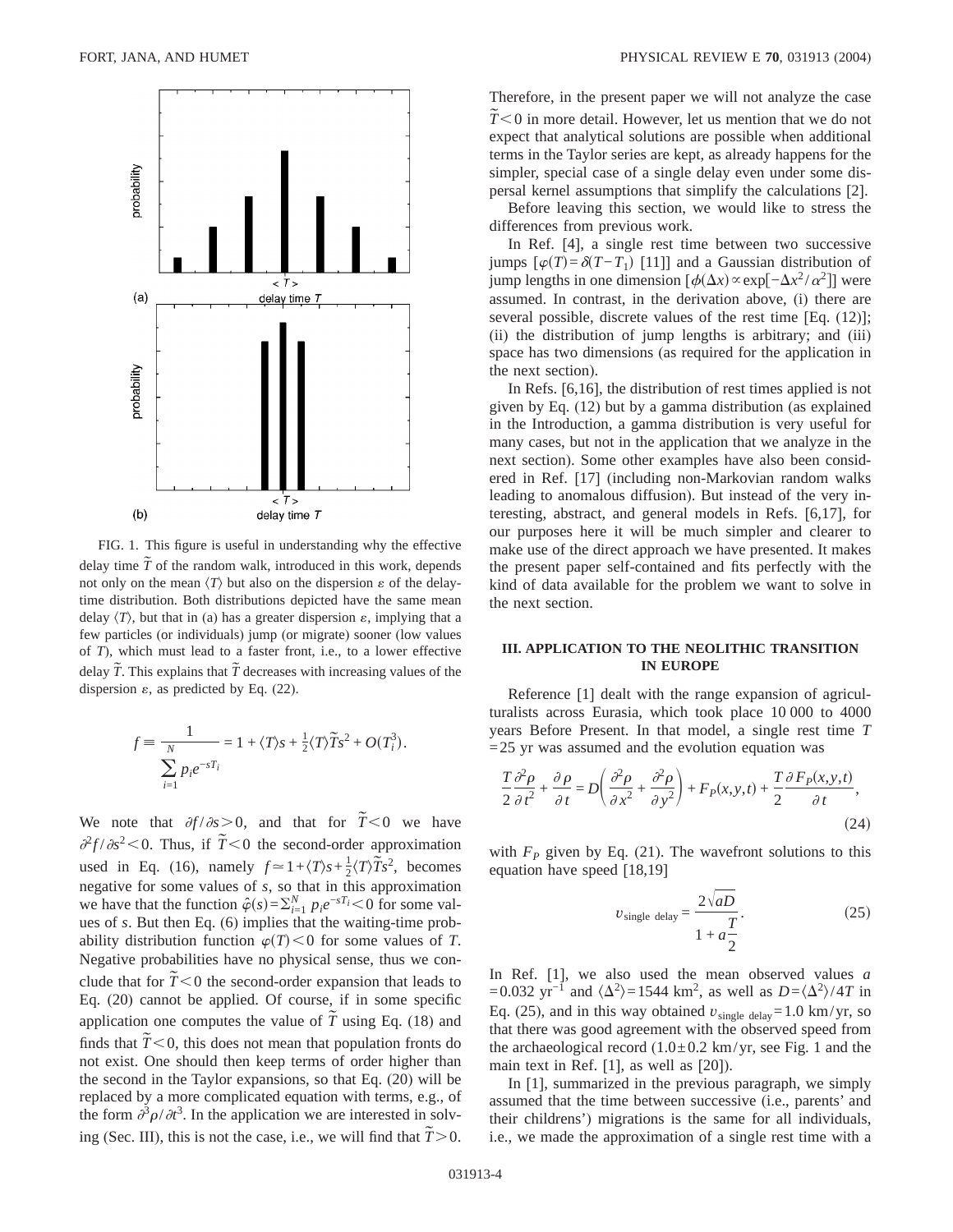FIG. 1. This figure is useful in understanding why the effective delay time $\tilde{T}$ of the random walk, introduced in this work, depends not only on the mean $\langle T \rangle$ but also on the dispersion $\varepsilon$ of the delay-time distribution. Both distributions depicted have the same mean delay $\langle T \rangle$, but that in (a) has a greater dispersion $\varepsilon$, implying that a few particles (or individuals) jump (or migrate) sooner (low values of $T$), which must lead to a faster front, i.e., to a lower effective delay $\tilde{T}$. This explains that $\tilde{T}$ decreases with increasing values of the dispersion $\varepsilon$, as predicted by Eq. (22).

$$f \equiv \frac{1}{\sum_{i=1}^{N} p_i e^{-sT_i}} = 1 + \langle T \rangle s + \tfrac{1}{2}\langle T \rangle \tilde{T} s^2 + O(T_i^3).$$

We note that $\partial f/\partial s > 0$, and that for $\tilde{T} < 0$ we have $\partial^2 f/\partial s^2 < 0$. Thus, if $\tilde{T} < 0$ the second-order approximation used in Eq. (16), namely $f \simeq 1 + \langle T \rangle s + \frac{1}{2}\langle T \rangle \tilde{T} s^2$, becomes negative for some values of $s$, so that in this approximation we have that the function $\hat{\varphi}(s) = \sum_{i=1}^{N} p_i e^{-sT_i} < 0$ for some values of $s$. But then Eq. (6) implies that the waiting-time probability distribution function $\varphi(T) < 0$ for some values of $T$. Negative probabilities have no physical sense, thus we conclude that for $\tilde{T} < 0$ the second-order expansion that leads to Eq. (20) cannot be applied. Of course, if in some specific application one computes the value of $\tilde{T}$ using Eq. (18) and finds that $\tilde{T} < 0$, this does not mean that population fronts do not exist. One should then keep terms of order higher than the second in the Taylor expansions, so that Eq. (20) will be replaced by a more complicated equation with terms, e.g., of the form $\partial^3 \rho/\partial t^3$. In the application we are interested in solving (Sec. III), this is not the case, i.e., we will find that $\tilde{T} > 0$. Therefore, in the present paper we will not analyze the case $\tilde{T} < 0$ in more detail. However, let us mention that we do not expect that analytical solutions are possible when additional terms in the Taylor series are kept, as already happens for the simpler, special case of a single delay even under some dispersal kernel assumptions that simplify the calculations [2].

Before leaving this section, we would like to stress the differences from previous work.

In Ref. [4], a single rest time between two successive jumps [$\varphi(T) = \delta(T - T_1)$ [11]] and a Gaussian distribution of jump lengths in one dimension [$\phi(\Delta x) \propto \exp[-\Delta x^2/\alpha^2]$] were assumed. In contrast, in the derivation above, (i) there are several possible, discrete values of the rest time [Eq. (12)]; (ii) the distribution of jump lengths is arbitrary; and (iii) space has two dimensions (as required for the application in the next section).

In Refs. [6,16], the distribution of rest times applied is not given by Eq. (12) but by a gamma distribution (as explained in the Introduction, a gamma distribution is very useful for many cases, but not in the application that we analyze in the next section). Some other examples have also been considered in Ref. [17] (including non-Markovian random walks leading to anomalous diffusion). But instead of the very interesting, abstract, and general models in Refs. [6,17], for our purposes here it will be much simpler and clearer to make use of the direct approach we have presented. It makes the present paper self-contained and fits perfectly with the kind of data available for the problem we want to solve in the next section.

## III. APPLICATION TO THE NEOLITHIC TRANSITION IN EUROPE

Reference [1] dealt with the range expansion of agriculturalists across Eurasia, which took place 10 000 to 4000 years Before Present. In that model, a single rest time $T = 25$ yr was assumed and the evolution equation was

$$\frac{T}{2}\frac{\partial^2 \rho}{\partial t^2} + \frac{\partial \rho}{\partial t} = D\left(\frac{\partial^2 \rho}{\partial x^2} + \frac{\partial^2 \rho}{\partial y^2}\right) + F_P(x,y,t) + \frac{T}{2}\frac{\partial F_P(x,y,t)}{\partial t}, \tag{24}$$

with $F_P$ given by Eq. (21). The wavefront solutions to this equation have speed [18,19]

$$v_{\text{single delay}} = \frac{2\sqrt{aD}}{1 + a\dfrac{T}{2}}. \tag{25}$$

In Ref. [1], we also used the mean observed values $a = 0.032\ \text{yr}^{-1}$ and $\langle \Delta^2 \rangle = 1544\ \text{km}^2$, as well as $D = \langle \Delta^2 \rangle / 4T$ in Eq. (25), and in this way obtained $v_{\text{single delay}} = 1.0$ km/yr, so that there was good agreement with the observed speed from the archaeological record ($1.0 \pm 0.2$ km/yr, see Fig. 1 and the main text in Ref. [1], as well as [20]).

In [1], summarized in the previous paragraph, we simply assumed that the time between successive (i.e., parents' and their childrens') migrations is the same for all individuals, i.e., we made the approximation of a single rest time with a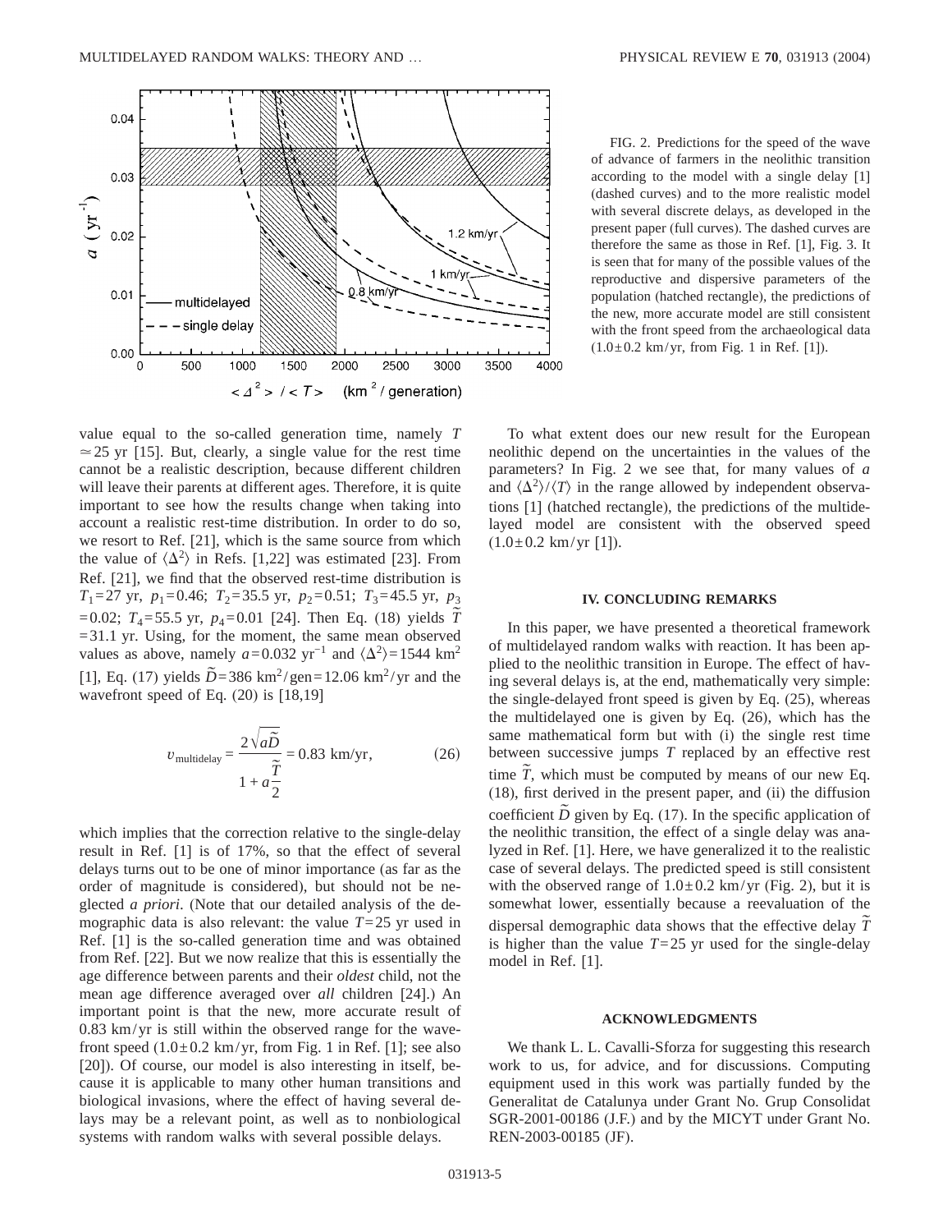FIG. 2. Predictions for the speed of the wave of advance of farmers in the neolithic transition according to the model with a single delay [1] (dashed curves) and to the more realistic model with several discrete delays, as developed in the present paper (full curves). The dashed curves are therefore the same as those in Ref. [1], Fig. 3. It is seen that for many of the possible values of the reproductive and dispersive parameters of the population (hatched rectangle), the predictions of the new, more accurate model are still consistent with the front speed from the archaeological data ($1.0 \pm 0.2$ km/yr, from Fig. 1 in Ref. [1]).

value equal to the so-called generation time, namely $T \simeq 25$ yr [15]. But, clearly, a single value for the rest time cannot be a realistic description, because different children will leave their parents at different ages. Therefore, it is quite important to see how the results change when taking into account a realistic rest-time distribution. In order to do so, we resort to Ref. [21], which is the same source from which the value of $\langle \Delta^2 \rangle$ in Refs. [1,22] was estimated [23]. From Ref. [21], we find that the observed rest-time distribution is $T_1 = 27$ yr, $p_1 = 0.46$; $T_2 = 35.5$ yr, $p_2 = 0.51$; $T_3 = 45.5$ yr, $p_3 = 0.02$; $T_4 = 55.5$ yr, $p_4 = 0.01$ [24]. Then Eq. (18) yields $\tilde{T} = 31.1$ yr. Using, for the moment, the same mean observed values as above, namely $a = 0.032$ yr$^{-1}$ and $\langle \Delta^2 \rangle = 1544$ km$^2$ [1], Eq. (17) yields $\tilde{D} = 386$ km$^2$/gen$= 12.06$ km$^2$/yr and the wavefront speed of Eq. (20) is [18,19]

$$v_{\text{multidelay}} = \frac{2\sqrt{a\tilde{D}}}{1 + a\dfrac{\tilde{T}}{2}} = 0.83 \text{ km/yr}, \qquad (26)$$

which implies that the correction relative to the single-delay result in Ref. [1] is of 17%, so that the effect of several delays turns out to be one of minor importance (as far as the order of magnitude is considered), but should not be neglected *a priori*. (Note that our detailed analysis of the demographic data is also relevant: the value $T = 25$ yr used in Ref. [1] is the so-called generation time and was obtained from Ref. [22]. But we now realize that this is essentially the age difference between parents and their *oldest* child, not the mean age difference averaged over *all* children [24].) An important point is that the new, more accurate result of 0.83 km/yr is still within the observed range for the wavefront speed ($1.0 \pm 0.2$ km/yr, from Fig. 1 in Ref. [1]; see also [20]). Of course, our model is also interesting in itself, because it is applicable to many other human transitions and biological invasions, where the effect of having several delays may be a relevant point, as well as to nonbiological systems with random walks with several possible delays.

To what extent does our new result for the European neolithic depend on the uncertainties in the values of the parameters? In Fig. 2 we see that, for many values of $a$ and $\langle \Delta^2 \rangle / \langle T \rangle$ in the range allowed by independent observations [1] (hatched rectangle), the predictions of the multidelayed model are consistent with the observed speed ($1.0 \pm 0.2$ km/yr [1]).

## IV. CONCLUDING REMARKS

In this paper, we have presented a theoretical framework of multidelayed random walks with reaction. It has been applied to the neolithic transition in Europe. The effect of having several delays is, at the end, mathematically very simple: the single-delayed front speed is given by Eq. (25), whereas the multidelayed one is given by Eq. (26), which has the same mathematical form but with (i) the single rest time between successive jumps $T$ replaced by an effective rest time $\tilde{T}$, which must be computed by means of our new Eq. (18), first derived in the present paper, and (ii) the diffusion coefficient $\tilde{D}$ given by Eq. (17). In the specific application of the neolithic transition, the effect of a single delay was analyzed in Ref. [1]. Here, we have generalized it to the realistic case of several delays. The predicted speed is still consistent with the observed range of $1.0 \pm 0.2$ km/yr (Fig. 2), but it is somewhat lower, essentially because a reevaluation of the dispersal demographic data shows that the effective delay $\tilde{T}$ is higher than the value $T = 25$ yr used for the single-delay model in Ref. [1].

## ACKNOWLEDGMENTS

We thank L. L. Cavalli-Sforza for suggesting this research work to us, for advice, and for discussions. Computing equipment used in this work was partially funded by the Generalitat de Catalunya under Grant No. Grup Consolidat SGR-2001-00186 (J.F.) and by the MICYT under Grant No. REN-2003-00185 (JF).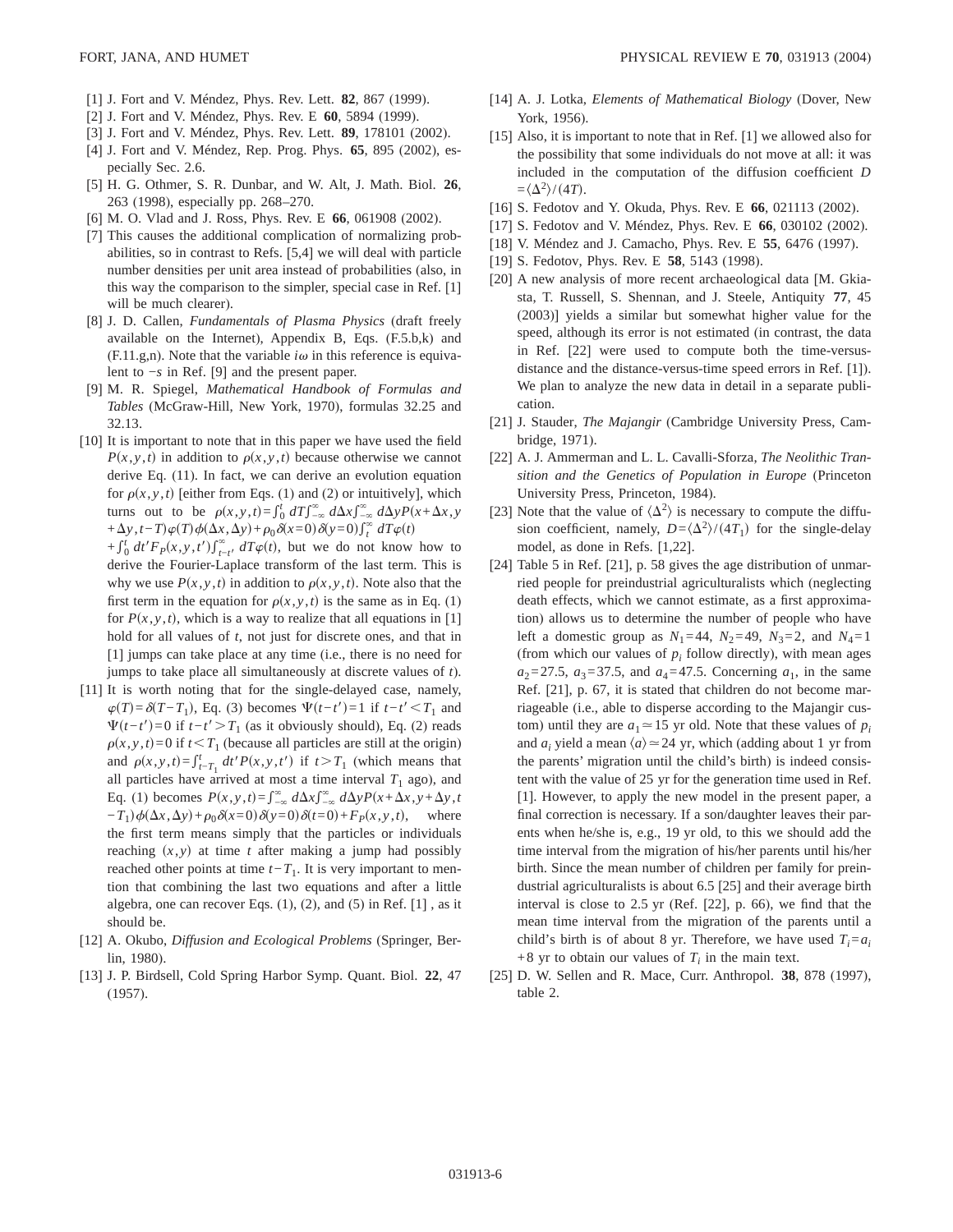[1] J. Fort and V. Méndez, Phys. Rev. Lett. **82**, 867 (1999).

[2] J. Fort and V. Méndez, Phys. Rev. E **60**, 5894 (1999).

[3] J. Fort and V. Méndez, Phys. Rev. Lett. **89**, 178101 (2002).

[4] J. Fort and V. Méndez, Rep. Prog. Phys. **65**, 895 (2002), especially Sec. 2.6.

[5] H. G. Othmer, S. R. Dunbar, and W. Alt, J. Math. Biol. **26**, 263 (1998), especially pp. 268–270.

[6] M. O. Vlad and J. Ross, Phys. Rev. E **66**, 061908 (2002).

[7] This causes the additional complication of normalizing probabilities, so in contrast to Refs. [5,4] we will deal with particle number densities per unit area instead of probabilities (also, in this way the comparison to the simpler, special case in Ref. [1] will be much clearer).

[8] J. D. Callen, *Fundamentals of Plasma Physics* (draft freely available on the Internet), Appendix B, Eqs. (F.5.b,k) and (F.11.g,n). Note that the variable $i\omega$ in this reference is equivalent to $-s$ in Ref. [9] and the present paper.

[9] M. R. Spiegel, *Mathematical Handbook of Formulas and Tables* (McGraw-Hill, New York, 1970), formulas 32.25 and 32.13.

[10] It is important to note that in this paper we have used the field $P(x,y,t)$ in addition to $\rho(x,y,t)$ because otherwise we cannot derive Eq. (11). In fact, we can derive an evolution equation for $\rho(x,y,t)$ [either from Eqs. (1) and (2) or intuitively], which turns out to be $\rho(x,y,t)=\int_0^t dT \int_{-\infty}^{\infty} d\Delta x \int_{-\infty}^{\infty} d\Delta y P(x+\Delta x, y+\Delta y, t-T)\varphi(T)\phi(\Delta x,\Delta y)+\rho_0\delta(x=0)\delta(y=0)\int_t^{\infty} dT\varphi(t) + \int_0^t dt' F_P(x,y,t')\int_{t-t'}^{\infty} dT\varphi(t)$, but we do not know how to derive the Fourier-Laplace transform of the last term. This is why we use $P(x,y,t)$ in addition to $\rho(x,y,t)$. Note also that the first term in the equation for $\rho(x,y,t)$ is the same as in Eq. (1) for $P(x,y,t)$, which is a way to realize that all equations in [1] hold for all values of $t$, not just for discrete ones, and that in [1] jumps can take place at any time (i.e., there is no need for jumps to take place all simultaneously at discrete values of $t$).

[11] It is worth noting that for the single-delayed case, namely, $\varphi(T)=\delta(T-T_1)$, Eq. (3) becomes $\Psi(t-t')=1$ if $t-t'<T_1$ and $\Psi(t-t')=0$ if $t-t'>T_1$ (as it obviously should), Eq. (2) reads $\rho(x,y,t)=0$ if $t<T_1$ (because all particles are still at the origin) and $\rho(x,y,t)=\int_{t-T_1}^{t} dt' P(x,y,t')$ if $t>T_1$ (which means that all particles have arrived at most a time interval $T_1$ ago), and Eq. (1) becomes $P(x,y,t)=\int_{-\infty}^{\infty} d\Delta x \int_{-\infty}^{\infty} d\Delta y P(x+\Delta x, y+\Delta y, t-T_1)\phi(\Delta x,\Delta y)+\rho_0\delta(x=0)\delta(y=0)\delta(t=0)+F_P(x,y,t)$, where the first term means simply that the particles or individuals reaching $(x,y)$ at time $t$ after making a jump had possibly reached other points at time $t-T_1$. It is very important to mention that combining the last two equations and after a little algebra, one can recover Eqs. (1), (2), and (5) in Ref. [1] , as it should be.

[12] A. Okubo, *Diffusion and Ecological Problems* (Springer, Berlin, 1980).

[13] J. P. Birdsell, Cold Spring Harbor Symp. Quant. Biol. **22**, 47 (1957).

[14] A. J. Lotka, *Elements of Mathematical Biology* (Dover, New York, 1956).

[15] Also, it is important to note that in Ref. [1] we allowed also for the possibility that some individuals do not move at all: it was included in the computation of the diffusion coefficient $D=\langle\Delta^2\rangle/(4T)$.

[16] S. Fedotov and Y. Okuda, Phys. Rev. E **66**, 021113 (2002).

[17] S. Fedotov and V. Méndez, Phys. Rev. E **66**, 030102 (2002).

[18] V. Méndez and J. Camacho, Phys. Rev. E **55**, 6476 (1997).

[19] S. Fedotov, Phys. Rev. E **58**, 5143 (1998).

[20] A new analysis of more recent archaeological data [M. Gkiasta, T. Russell, S. Shennan, and J. Steele, Antiquity **77**, 45 (2003)] yields a similar but somewhat higher value for the speed, although its error is not estimated (in contrast, the data in Ref. [22] were used to compute both the time-versus-distance and the distance-versus-time speed errors in Ref. [1]). We plan to analyze the new data in detail in a separate publication.

[21] J. Stauder, *The Majangir* (Cambridge University Press, Cambridge, 1971).

[22] A. J. Ammerman and L. L. Cavalli-Sforza, *The Neolithic Transition and the Genetics of Population in Europe* (Princeton University Press, Princeton, 1984).

[23] Note that the value of $\langle\Delta^2\rangle$ is necessary to compute the diffusion coefficient, namely, $D=\langle\Delta^2\rangle/(4T_1)$ for the single-delay model, as done in Refs. [1,22].

[24] Table 5 in Ref. [21], p. 58 gives the age distribution of unmarried people for preindustrial agriculturalists which (neglecting death effects, which we cannot estimate, as a first approximation) allows us to determine the number of people who have left a domestic group as $N_1=44$, $N_2=49$, $N_3=2$, and $N_4=1$ (from which our values of $p_i$ follow directly), with mean ages $a_2=27.5$, $a_3=37.5$, and $a_4=47.5$. Concerning $a_1$, in the same Ref. [21], p. 67, it is stated that children do not become marriageable (i.e., able to disperse according to the Majangir custom) until they are $a_1\simeq 15$ yr old. Note that these values of $p_i$ and $a_i$ yield a mean $\langle a\rangle\simeq 24$ yr, which (adding about 1 yr from the parents' migration until the child's birth) is indeed consistent with the value of 25 yr for the generation time used in Ref. [1]. However, to apply the new model in the present paper, a final correction is necessary. If a son/daughter leaves their parents when he/she is, e.g., 19 yr old, to this we should add the time interval from the migration of his/her parents until his/her birth. Since the mean number of children per family for preindustrial agriculturalists is about 6.5 [25] and their average birth interval is close to 2.5 yr (Ref. [22], p. 66), we find that the mean time interval from the migration of the parents until a child's birth is of about 8 yr. Therefore, we have used $T_i=a_i+8$ yr to obtain our values of $T_i$ in the main text.

[25] D. W. Sellen and R. Mace, Curr. Anthropol. **38**, 878 (1997), table 2.